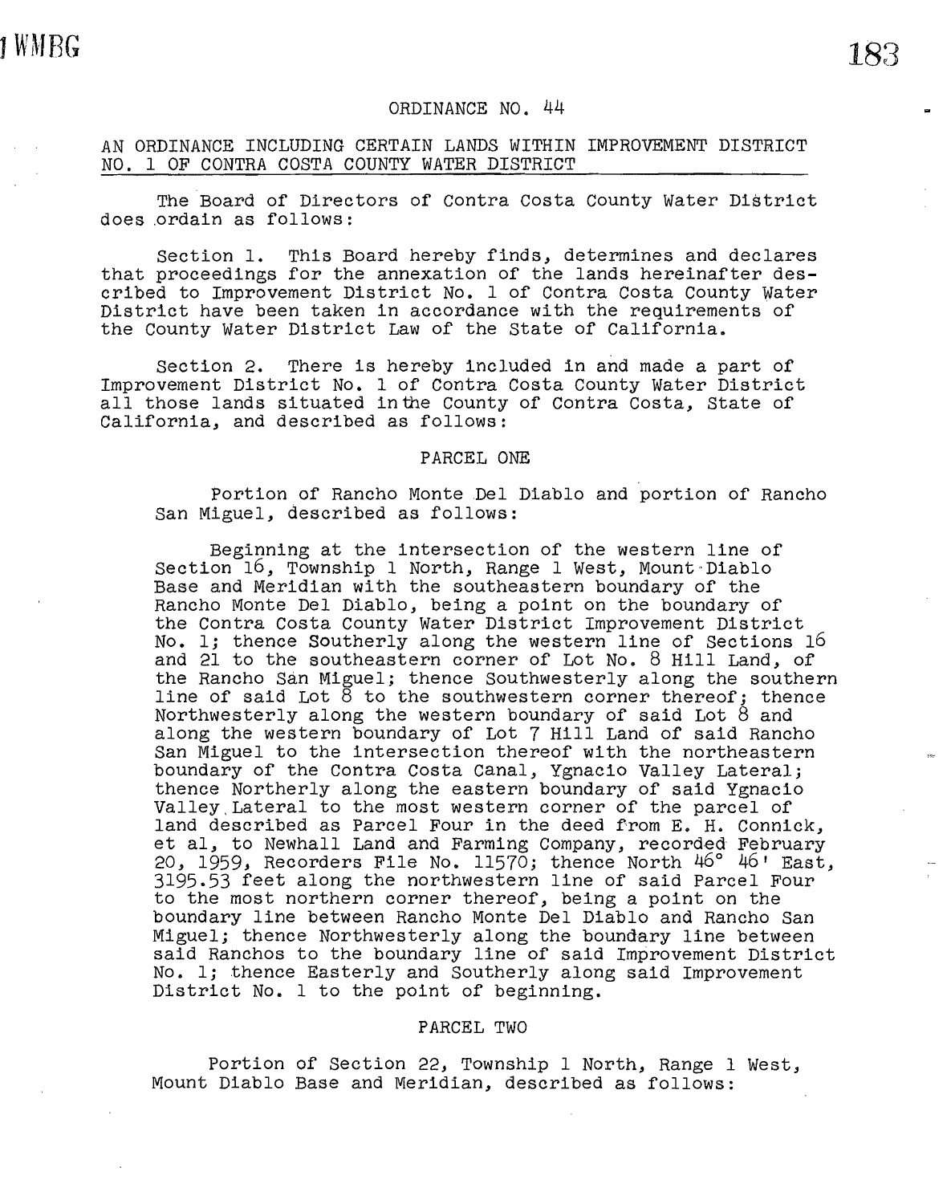## ORDINANCE NO. 44

### AN ORDINANCE INCLUDING CERTAIN LANDS WITHIN IMPROVEMENT DISTRICT NO. 1 OF CONTRA COSTA COUNTY WATER DISTRICT

The Board of Directors of Contra Costa County Water District does ordain as follows:

Section 1. This Board hereby finds, determines and declares that proceedings for the annexation of the lands hereinafter described to Improvement District No. 1 of Contra Costa County Water District have been taken in accordance with the requirements of the County Water District Law of the State of California.

Section 2. There is hereby included in and made a part of Improvement District No. 1 of Contra Costa County Water District all those lands situated in the County of Contra Costa, State of California, and described as follows:

PARCEL ONE

Portion of Rancho Monte Del Diablo and portion of Rancho San Miguel, described as follows:

Beginning at the intersection of the western line of Section 16, Township 1 North, Range 1 West, Mount Diablo Base and Meridian with the southeastern boundary of the Rancho Monte Del Diablo, being a point on the boundary of the Contra Costa County Water District Improvement District No. 1; thence Southerly along the western line of Sections 16 and 21 to the southeastern corner of Lot No. 8 Hill Land, of the Rancho San Miguel; thence Southwesterly along the southern line of said Lot 8 to the southwestern corner thereof; thence Northwesterly along the western boundary of said Lot 8 and along the western boundary of Lot 7 Hill Land of said Rancho San Miguel to the intersection thereof with the northeastern boundary of the Contra Costa Canal, Ygnacio Valley Lateral; thence Northerly along the eastern boundary of said Ygnacio Valley Lateral to the most western corner of the parcel of land described as Parcel Four in the deed from E. H. Connick, et al, to Newhall Land and Farming Company, recorded February 20, 1959, Recorders File No. 11570; thence North 46° 46' East, 3195.53 feet along the northwestern line of said Parcel Four to the most northern corner thereof, being a point on the boundary line between Rancho Monte Del Diablo and Rancho San Miguel; thence Northwesterly along the boundary line between said Ranchos to the boundary line of said Improvement District No. 1; thence Easterly and Southerly along said Improvement District No. 1 to the point of beginning.

PARCEL TWO

Portion of Section 22, Township 1 North, Range 1 West, Mount Diablo Base and Meridian, described as follows: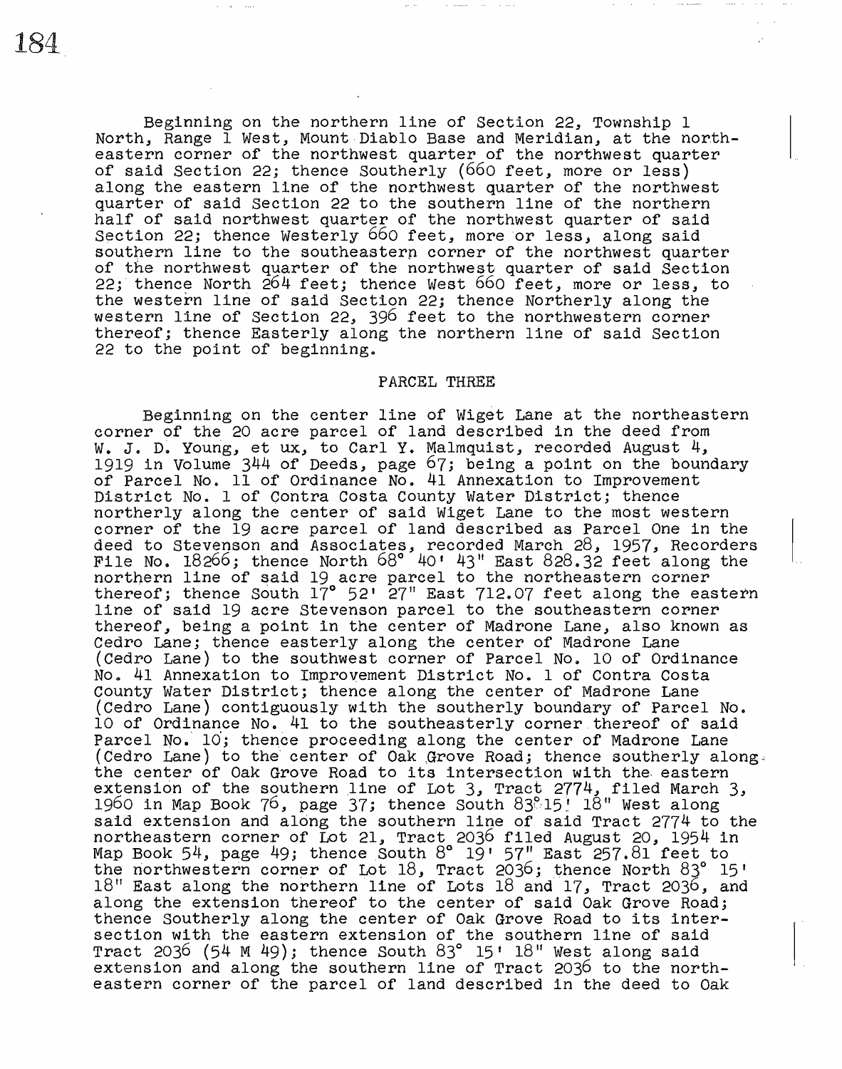Beginning on the northern line of Section 22, Township 1 North, Range 1 West, Mount Diablo Base and Meridian, at the northeastern corner of the northwest quarter of the northwest quarter of said Section 22; thence Southerly (660 feet, more or less) along the eastern line of the northwest quarter of the northwest quarter of said Section 22 to the southern line of the northern half of said northwest quarter of the northwest quarter of said Section 22; thence Westerly 660 feet, more or less, along said southern line to the southeastern corner of the northwest quarter of the northwest quarter of the northwest quarter of said Section 22; thence North 264 feet; thence West 660 feet, more or less, to the western line of said Section 22; thence Northerly along the western line of Section 22, 396 feet to the northwestern corner thereof; thence Easterly along the northern line of said Section 22 to the point of beginning.

PARCEL THREE

Beginning on the center line of Wiget Lane at the northeastern corner of the 20 acre parcel of land described in the deed from W. J. D. Young, et ux, to Carl Y. Malmquist, recorded August 4, 1919 in Volume 344 of Deeds, page 67; being a point on the boundary of Parcel No. 11 of Ordinance No. 41 Annexation to Improvement District No. 1 of Contra Costa County Water District; thence northerly along the center of said Wiget Lane to the most western corner of the 19 acre parcel of land described as Parcel One in the deed to Stevenson and Associates, recorded March 28, 1957, Recorders File No. 18266; thence North 68° 40' 43" East 828.32 feet along the northern line of said 19 acre parcel to the northeastern corner thereof; thence South 17° 52' 27" East 712.07 feet along the eastern line of said 19 acre Stevenson parcel to the southeastern corner thereof, being a point in the center of Madrone Lane, also known as Cedro Lane; thence easterly along the center of Madrone Lane (Cedro Lane) to the southwest corner of Parcel No. 10 of Ordinance No. 41 Annexation to Improvement District No. 1 of Contra Costa County Water District; thence along the center of Madrone Lane (Cedro Lane) contiguously with the southerly boundary of Parcel No. 10 of Ordinance No. 41 to the southeasterly corner thereof of said Parcel No. 10; thence proceeding along the center of Madrone Lane (Cedro Lane) to the center of Oak Grove Road; thence southerly along the center of Oak Grove Road to its intersection with the eastern extension of the southern line of Lot 3, Tract 2774, filed March 3, 1960 in Map Book 76, page 37; thence South 83° 15' 18" West along said extension and along the southern line of said Tract 2774 to the northeastern corner of Lot 21, Tract 2036 filed August 20, 1954 in Map Book 54, page 49; thence South 8° 19' 57" East 257.81 feet to the northwestern corner of Lot 18, Tract 2036; thence North 83° 15' 18" East along the northern line of Lots 18 and 17, Tract 2036, and along the extension thereof to the center of said Oak Grove Road; thence Southerly along the center of Oak Grove Road to its intersection with the eastern extension of the southern line of said Tract 2036 (54 M 49); thence South 83° 15' 18" West along said extension and along the southern line of Tract 2036 to the northeastern corner of the parcel of land described in the deed to Oak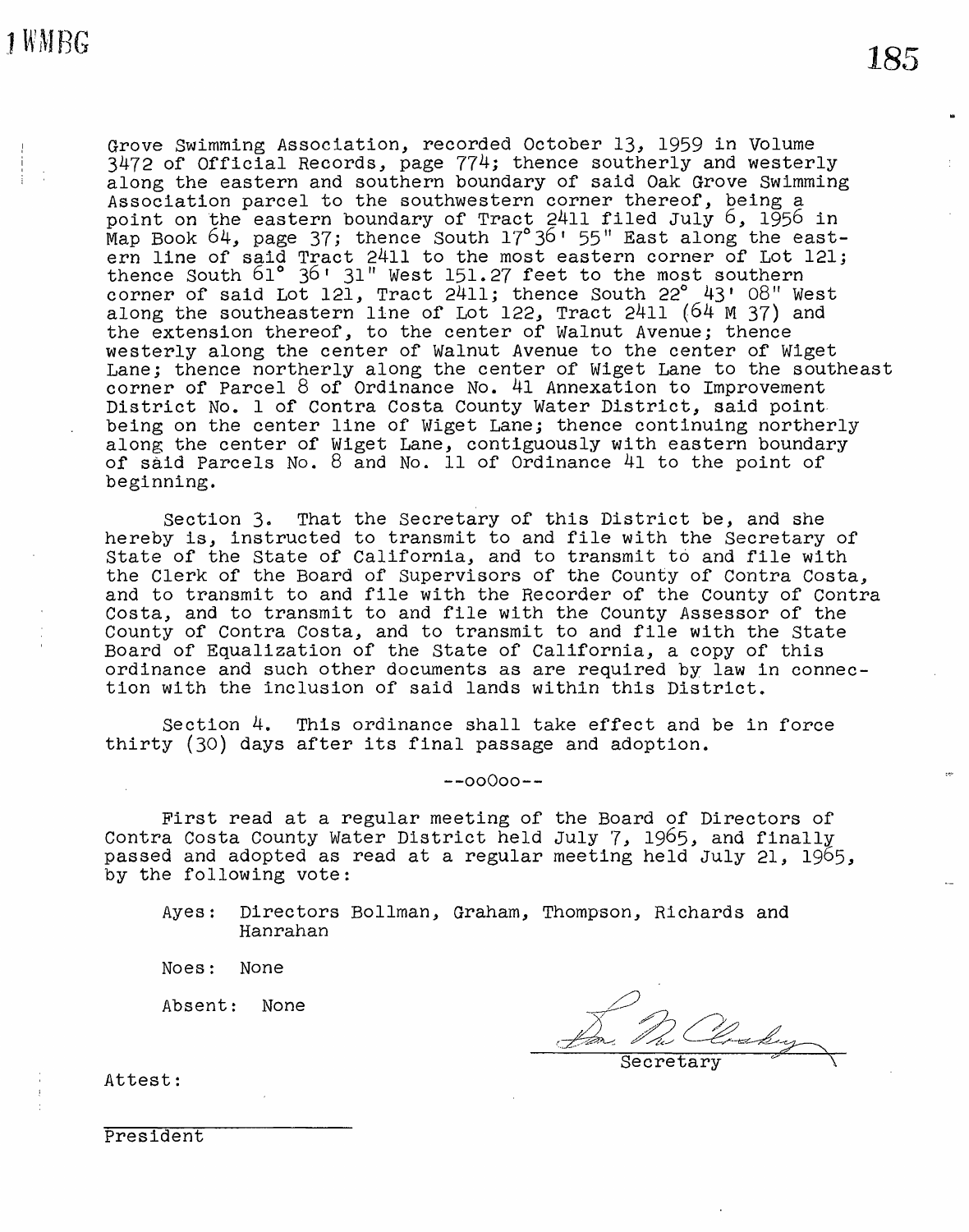Grove Swimming Association, recorded October 13, 1959 in Volume 3472 of Official Records, page 774; thence southerly and westerly along the eastern and southern boundary of said Oak Grove Swimming Association parcel to the southwestern corner thereof, being a point on the eastern boundary of Tract 2411 filed July 6, 1956 in Map Book 64, page 37; thence South 17° 36' 55" East along the eastern line of said Tract 2411 to the most eastern corner of Lot 121; thence South 61° 36' 31" West 151.27 feet to the most southern corner of said Lot 121, Tract 2411; thence South 22° 43' 08" West along the southeastern line of Lot 122, Tract 2411 (64 M 37) and the extension thereof, to the center of Walnut Avenue; thence westerly along the center of Walnut Avenue to the center of Wiget Lane; thence northerly along the center of Wiget Lane to the southeast corner of Parcel 8 of Ordinance No. 41 Annexation to Improvement District No. 1 of Contra Costa County Water District, said point being on the center line of Wiget Lane; thence continuing northerly along the center of Wiget Lane, contiguously with eastern boundary of said Parcels No. 8 and No. 11 of Ordinance 41 to the point of beginning.

Section 3. That the Secretary of this District be, and she hereby is, instructed to transmit to and file with the Secretary of State of the State of California, and to transmit to and file with the Clerk of the Board of Supervisors of the County of Contra Costa, and to transmit to and file with the Recorder of the County of Contra Costa, and to transmit to and file with the County Assessor of the County of Contra Costa, and to transmit to and file with the State Board of Equalization of the State of California, a copy of this ordinance and such other documents as are required by law in connection with the inclusion of said lands within this District.

Section 4. This ordinance shall take effect and be in force thirty (30) days after its final passage and adoption.

--ooOoo--

First read at a regular meeting of the Board of Directors of Contra Costa County Water District held July 7, 1965, and finally passed and adopted as read at a regular meeting held July 21, 1965, by the following vote:

Ayes: Directors Bollman, Graham, Thompson, Richards and Hanrahan

Noes: None

Absent: None

Secretary

Attest:

President